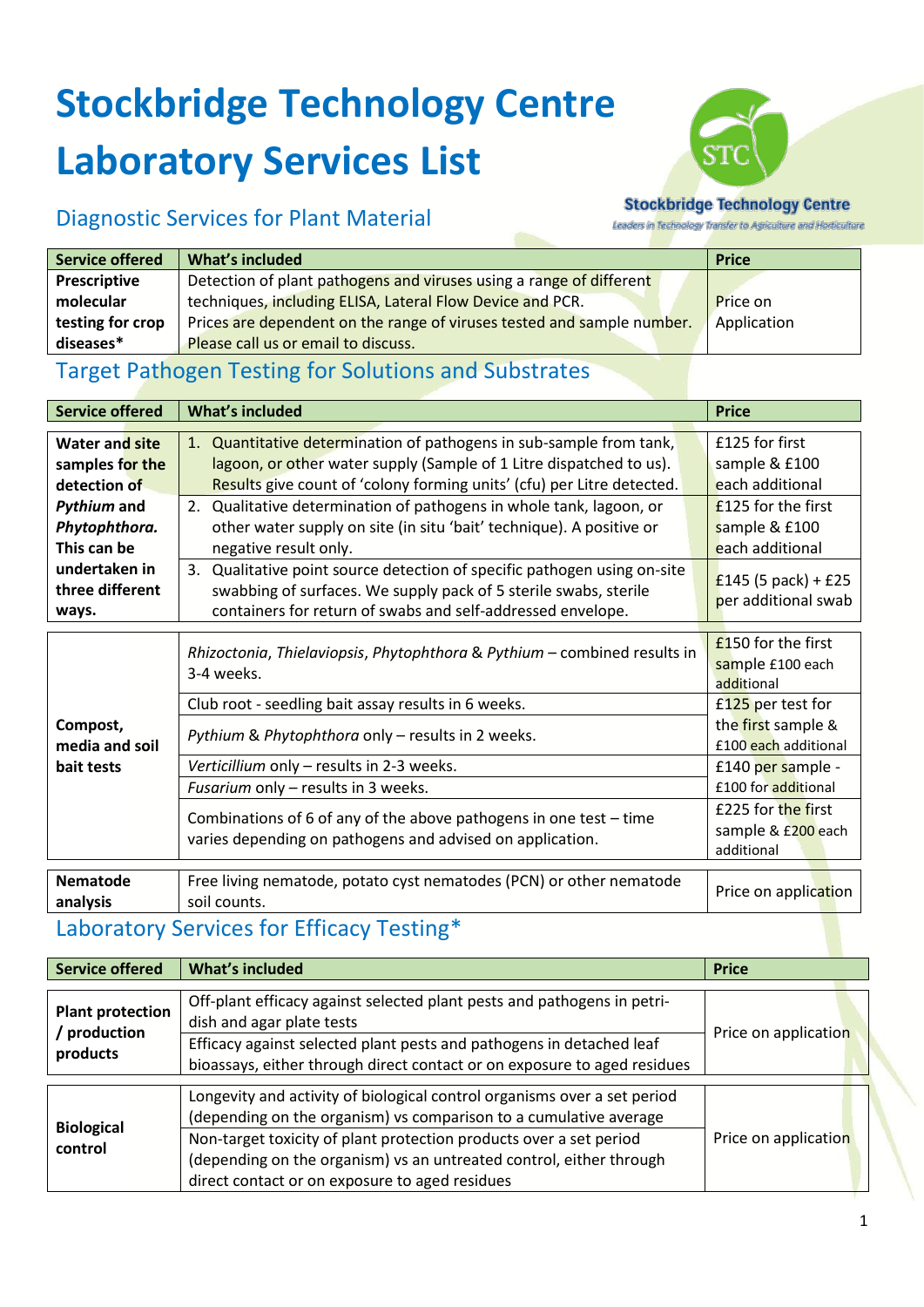# Stockbridge Technology Centre Laboratory Services List

Stockbridge Technology Centre
*Leaders in Technology Transfer to Agriculture and Horticulture*

## Diagnostic Services for Plant Material

| Service offered | What's included | Price |
|---|---|---|
| **Prescriptive molecular testing for crop diseases*** | Detection of plant pathogens and viruses using a range of different techniques, including ELISA, Lateral Flow Device and PCR. Prices are dependent on the range of viruses tested and sample number. Please call us or email to discuss. | Price on Application |

## Target Pathogen Testing for Solutions and Substrates

| Service offered | What's included | Price |
|---|---|---|
| **Water and site samples for the detection of *Pythium* and *Phytophthora.* This can be undertaken in three different ways.** | 1. Quantitative determination of pathogens in sub-sample from tank, lagoon, or other water supply (Sample of 1 Litre dispatched to us). Results give count of 'colony forming units' (cfu) per Litre detected. | £125 for first sample & £100 each additional |
| | 2. Qualitative determination of pathogens in whole tank, lagoon, or other water supply on site (in situ 'bait' technique). A positive or negative result only. | £125 for the first sample & £100 each additional |
| | 3. Qualitative point source detection of specific pathogen using on-site swabbing of surfaces. We supply pack of 5 sterile swabs, sterile containers for return of swabs and self-addressed envelope. | £145 (5 pack) + £25 per additional swab |
| **Compost, media and soil bait tests** | *Rhizoctonia*, *Thielaviopsis*, *Phytophthora* & *Pythium* – combined results in 3-4 weeks. | £150 for the first sample £100 each additional |
| | Club root - seedling bait assay results in 6 weeks. | £125 per test for the first sample & £100 each additional |
| | *Pythium* & *Phytophthora* only – results in 2 weeks. | |
| | *Verticillium* only – results in 2-3 weeks. | £140 per sample - £100 for additional |
| | *Fusarium* only – results in 3 weeks. | |
| | Combinations of 6 of any of the above pathogens in one test – time varies depending on pathogens and advised on application. | £225 for the first sample & £200 each additional |
| **Nematode analysis** | Free living nematode, potato cyst nematodes (PCN) or other nematode soil counts. | Price on application |

## Laboratory Services for Efficacy Testing*

| Service offered | What's included | Price |
|---|---|---|
| **Plant protection / production products** | Off-plant efficacy against selected plant pests and pathogens in petri-dish and agar plate tests | Price on application |
| | Efficacy against selected plant pests and pathogens in detached leaf bioassays, either through direct contact or on exposure to aged residues | |
| **Biological control** | Longevity and activity of biological control organisms over a set period (depending on the organism) vs comparison to a cumulative average | Price on application |
| | Non-target toxicity of plant protection products over a set period (depending on the organism) vs an untreated control, either through direct contact or on exposure to aged residues | |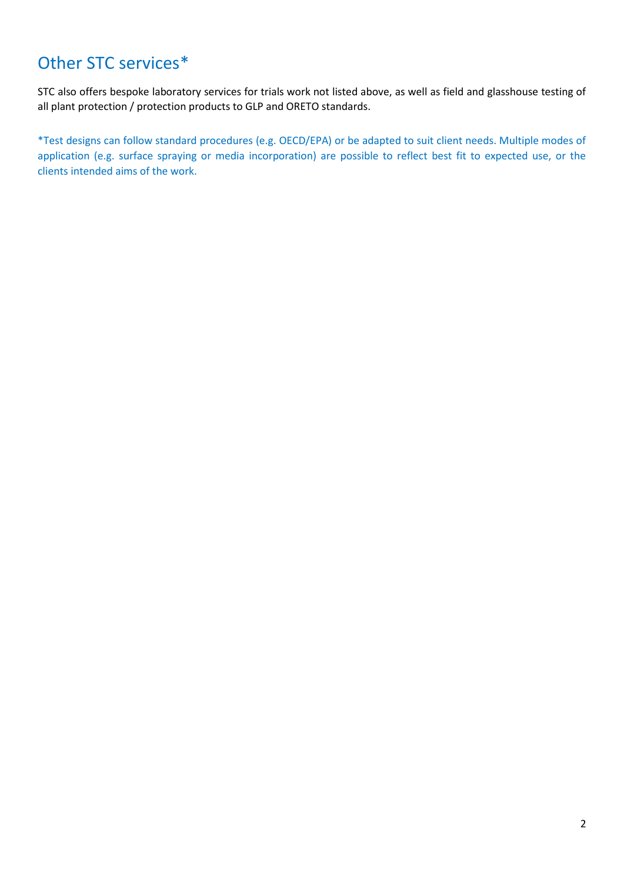# Other STC services*

STC also offers bespoke laboratory services for trials work not listed above, as well as field and glasshouse testing of all plant protection / protection products to GLP and ORETO standards.

*Test designs can follow standard procedures (e.g. OECD/EPA) or be adapted to suit client needs. Multiple modes of application (e.g. surface spraying or media incorporation) are possible to reflect best fit to expected use, or the clients intended aims of the work.